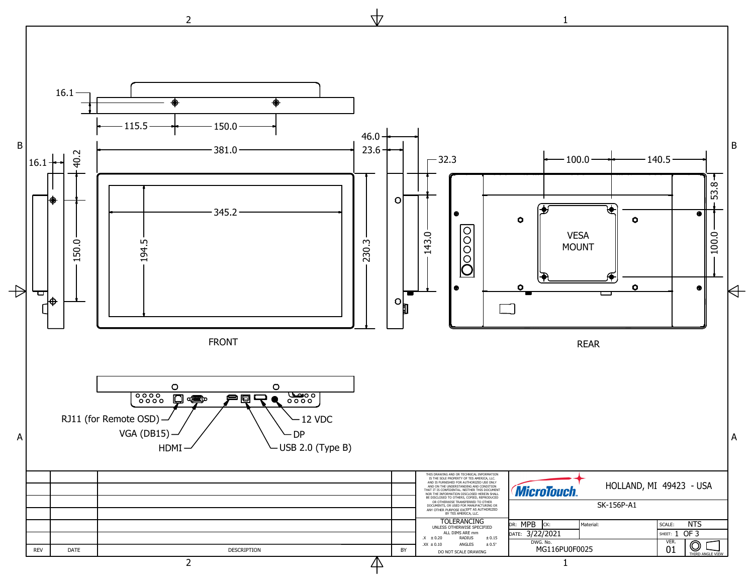FRONT

REAR

16.1

115.5

150.0

381.0

345.2

194.5

230.3

16.1

40.2

150.0

46.0

23.6

32.3

143.0

100.0

140.5

53.8

100.0

VESA MOUNT

RJ11 (for Remote OSD)

VGA (DB15)

HDMI

USB 2.0 (Type B)

DP

12 VDC

| REV | DATE | DESCRIPTION | BY |
|---|---|---|---|
| | | | |
| | | | |
| | | | |
| | | | |
| | | | |
| | | | |

THIS DRAWING AND OR TECHNICAL INFORMATION IS THE SOLE PROPERTY OF TES AMERICA, LLC. AND IS FURNISHED FOR AUTHORIZED USE ONLY AND ON THE UNDERSTANDING AND CONDITION THAT IT IS CONFIDENTIAL. NEITHER THIS DOCUMENT NOR THE INFORMATION DISCLOSED HEREIN SHALL BE DISCLOSED TO OTHERS, COPIED, REPRODUCED OR OTHERWISE TRANSFERRED TO OTHER DOCUMENTS, OR USED FOR MANUFACTURING OR ANY OTHER PURPOSE EXCEPT AS AUTHORIZED BY TES AMERICA, LLC.

TOLERANCING
UNLESS OTHERWISE SPECIFIED
ALL DIMS ARE mm

| | | | |
|---|---|---|---|
| .X | ± 0.20 | RADIUS | ± 0.15 |
| .XX | ± 0.10 | ANGLES | ± 0.5° |

DO NOT SCALE DRAWING

MicroTouch. HOLLAND, MI 49423 - USA

SK-156P-A1

| DR: MPB | CK: | Material: | SCALE: NTS |
|---|---|---|---|
| DATE: 3/22/2021 | | | SHEET: 1 OF 3 |
| DWG. No. MG116PU0F0025 | | | VER. 01 |

THIRD ANGLE VIEW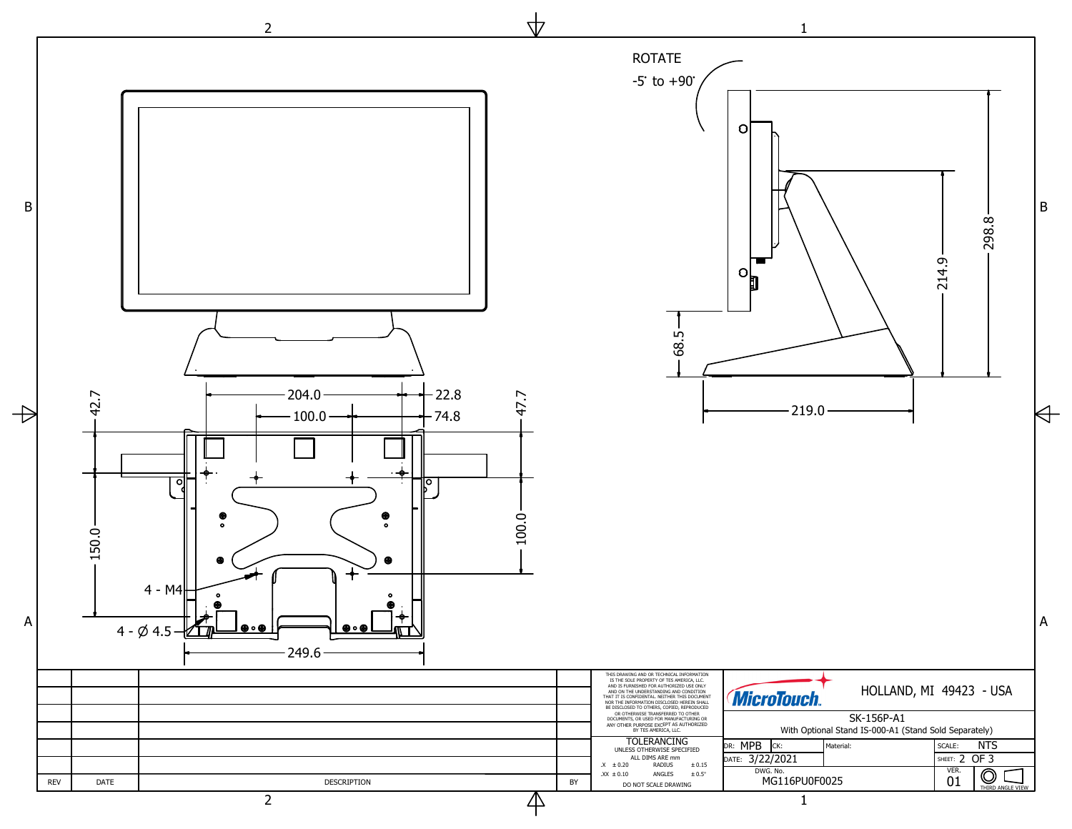ROTATE

-5° to +90°

298.8

214.9

68.5

219.0

204.0

22.8

100.0

74.8

42.7

47.7

150.0

100.0

4 - M4

4 - Ø 4.5

249.6

| REV | DATE | DESCRIPTION | BY |
|---|---|---|---|
| | | | |
| | | | |
| | | | |
| | | | |
| | | | |
| | | | |

THIS DRAWING AND OR TECHNICAL INFORMATION IS THE SOLE PROPERTY OF TES AMERICA, LLC. AND IS FURNISHED FOR AUTHORIZED USE ONLY AND ON THE UNDERSTANDING AND CONDITION THAT IT IS CONFIDENTIAL. NEITHER THIS DOCUMENT NOR THE INFORMATION DISCLOSED HEREIN SHALL BE DISCLOSED TO OTHERS, COPIED, REPRODUCED OR OTHERWISE TRANSFERRED TO OTHER DOCUMENTS, OR USED FOR MANUFACTURING OR ANY OTHER PURPOSE EXCEPT AS AUTHORIZED BY TES AMERICA, LLC.

TOLERANCING
UNLESS OTHERWISE SPECIFIED
ALL DIMS ARE mm

| | | | |
|---|---|---|---|
| .X | ± 0.20 | RADIUS | ± 0.15 |
| .XX | ± 0.10 | ANGLES | ± 0.5° |

DO NOT SCALE DRAWING

MicroTouch. HOLLAND, MI 49423 - USA

SK-156P-A1
With Optional Stand IS-000-A1 (Stand Sold Separately)

| | | | |
|---|---|---|---|
| DR: MPB | CK: | Material: | SCALE: NTS |
| DATE: 3/22/2021 | | | SHEET: 2 OF 3 |
| DWG. No. MG116PU0F0025 | | | VER. 01 |

THIRD ANGLE VIEW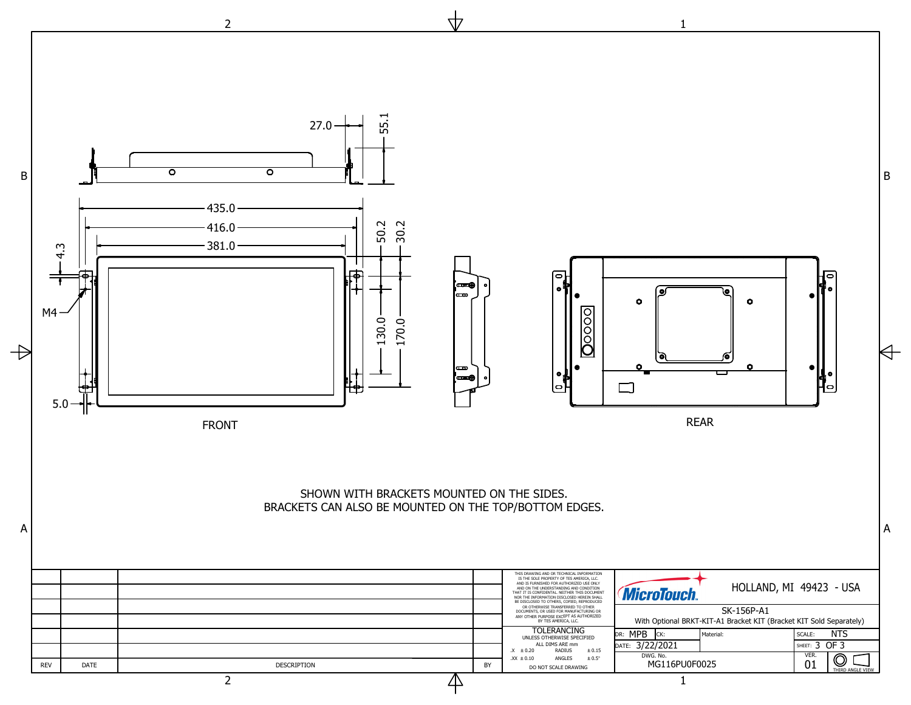27.0
55.1

435.0
416.0
381.0
4.3
50.2
30.2
M4
130.0
170.0
5.0

FRONT

REAR

SHOWN WITH BRACKETS MOUNTED ON THE SIDES.
BRACKETS CAN ALSO BE MOUNTED ON THE TOP/BOTTOM EDGES.

| REV | DATE | DESCRIPTION | BY |
|---|---|---|---|
| | | | |
| | | | |
| | | | |
| | | | |
| | | | |
| | | | |

THIS DRAWING AND OR TECHNICAL INFORMATION IS THE SOLE PROPERTY OF TES AMERICA, LLC. AND IS FURNISHED FOR AUTHORIZED USE ONLY AND ON THE UNDERSTANDING AND CONDITION THAT IT IS CONFIDENTIAL. NEITHER THIS DOCUMENT NOR THE INFORMATION DISCLOSED HEREIN SHALL BE DISCLOSED TO OTHERS, COPIED, REPRODUCED OR OTHERWISE TRANSFERRED TO OTHER DOCUMENTS, OR USED FOR MANUFACTURING OR ANY OTHER PURPOSE EXCEPT AS AUTHORIZED BY TES AMERICA, LLC.

TOLERANCING
UNLESS OTHERWISE SPECIFIED
ALL DIMS ARE mm

| | | | |
|---|---|---|---|
| .X | ± 0.20 | RADIUS | ± 0.15 |
| .XX | ± 0.10 | ANGLES | ± 0.5° |

DO NOT SCALE DRAWING

MicroTouch.

HOLLAND, MI 49423 - USA

SK-156P-A1
With Optional BRKT-KIT-A1 Bracket KIT (Bracket KIT Sold Separately)

| | | | |
|---|---|---|---|
| DR: MPB | CK: | Material: | SCALE: NTS |
| DATE: 3/22/2021 | | | SHEET: 3 OF 3 |
| DWG. No. MG116PU0F0025 | | | VER. 01 |

THIRD ANGLE VIEW